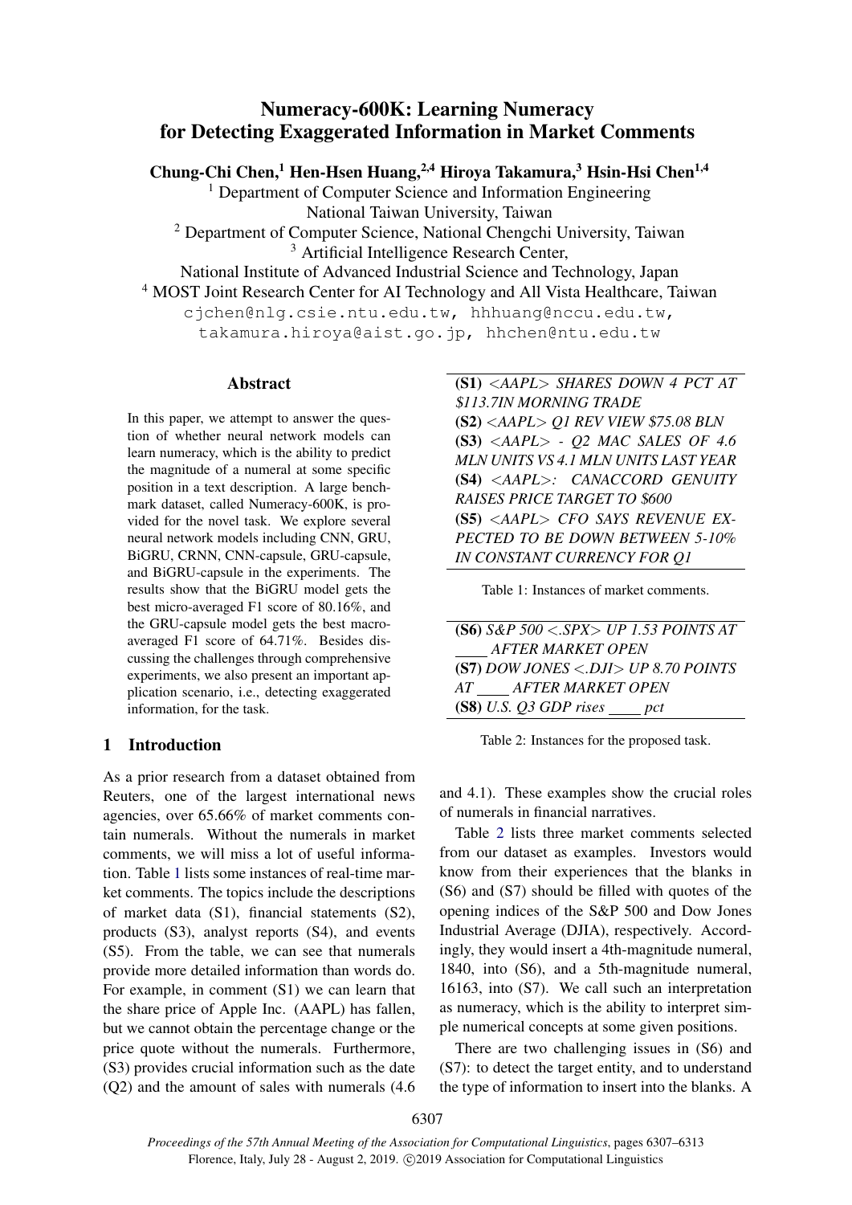# Numeracy-600K: Learning Numeracy for Detecting Exaggerated Information in Market Comments

**Chung-Chi Chen,[1] Hen-Hsen Huang,[2,4] Hiroya Takamura,[3] Hsin-Hsi Chen[1,4]**

[1] Department of Computer Science and Information Engineering
National Taiwan University, Taiwan
[2] Department of Computer Science, National Chengchi University, Taiwan
[3] Artificial Intelligence Research Center,
National Institute of Advanced Industrial Science and Technology, Japan
[4] MOST Joint Research Center for AI Technology and All Vista Healthcare, Taiwan
cjchen@nlg.csie.ntu.edu.tw, hhhuang@nccu.edu.tw,
takamura.hiroya@aist.go.jp, hhchen@ntu.edu.tw

## Abstract

In this paper, we attempt to answer the question of whether neural network models can learn numeracy, which is the ability to predict the magnitude of a numeral at some specific position in a text description. A large benchmark dataset, called Numeracy-600K, is provided for the novel task. We explore several neural network models including CNN, GRU, BiGRU, CRNN, CNN-capsule, GRU-capsule, and BiGRU-capsule in the experiments. The results show that the BiGRU model gets the best micro-averaged F1 score of 80.16%, and the GRU-capsule model gets the best macro-averaged F1 score of 64.71%. Besides discussing the challenges through comprehensive experiments, we also present an important application scenario, i.e., detecting exaggerated information, for the task.

## 1 Introduction

As a prior research from a dataset obtained from Reuters, one of the largest international news agencies, over 65.66% of market comments contain numerals. Without the numerals in market comments, we will miss a lot of useful information. Table 1 lists some instances of real-time market comments. The topics include the descriptions of market data (S1), financial statements (S2), products (S3), analyst reports (S4), and events (S5). From the table, we can see that numerals provide more detailed information than words do. For example, in comment (S1) we can learn that the share price of Apple Inc. (AAPL) has fallen, but we cannot obtain the percentage change or the price quote without the numerals. Furthermore, (S3) provides crucial information such as the date (Q2) and the amount of sales with numerals (4.6 and 4.1). These examples show the crucial roles of numerals in financial narratives.

| |
|---|
| **(S1)** *<AAPL> SHARES DOWN 4 PCT AT $113.7IN MORNING TRADE* |
| **(S2)** *<AAPL> Q1 REV VIEW $75.08 BLN* |
| **(S3)** *<AAPL> - Q2 MAC SALES OF 4.6 MLN UNITS VS 4.1 MLN UNITS LAST YEAR* |
| **(S4)** *<AAPL>: CANACCORD GENUITY RAISES PRICE TARGET TO $600* |
| **(S5)** *<AAPL> CFO SAYS REVENUE EXPECTED TO BE DOWN BETWEEN 5-10% IN CONSTANT CURRENCY FOR Q1* |

Table 1: Instances of market comments.

| |
|---|
| **(S6)** *S&P 500 <.SPX> UP 1.53 POINTS AT ____ AFTER MARKET OPEN* |
| **(S7)** *DOW JONES <.DJI> UP 8.70 POINTS AT ____ AFTER MARKET OPEN* |
| **(S8)** *U.S. Q3 GDP rises ____ pct* |

Table 2: Instances for the proposed task.

Table 2 lists three market comments selected from our dataset as examples. Investors would know from their experiences that the blanks in (S6) and (S7) should be filled with quotes of the opening indices of the S&P 500 and Dow Jones Industrial Average (DJIA), respectively. Accordingly, they would insert a 4th-magnitude numeral, 1840, into (S6), and a 5th-magnitude numeral, 16163, into (S7). We call such an interpretation as numeracy, which is the ability to interpret simple numerical concepts at some given positions.

There are two challenging issues in (S6) and (S7): to detect the target entity, and to understand the type of information to insert into the blanks. A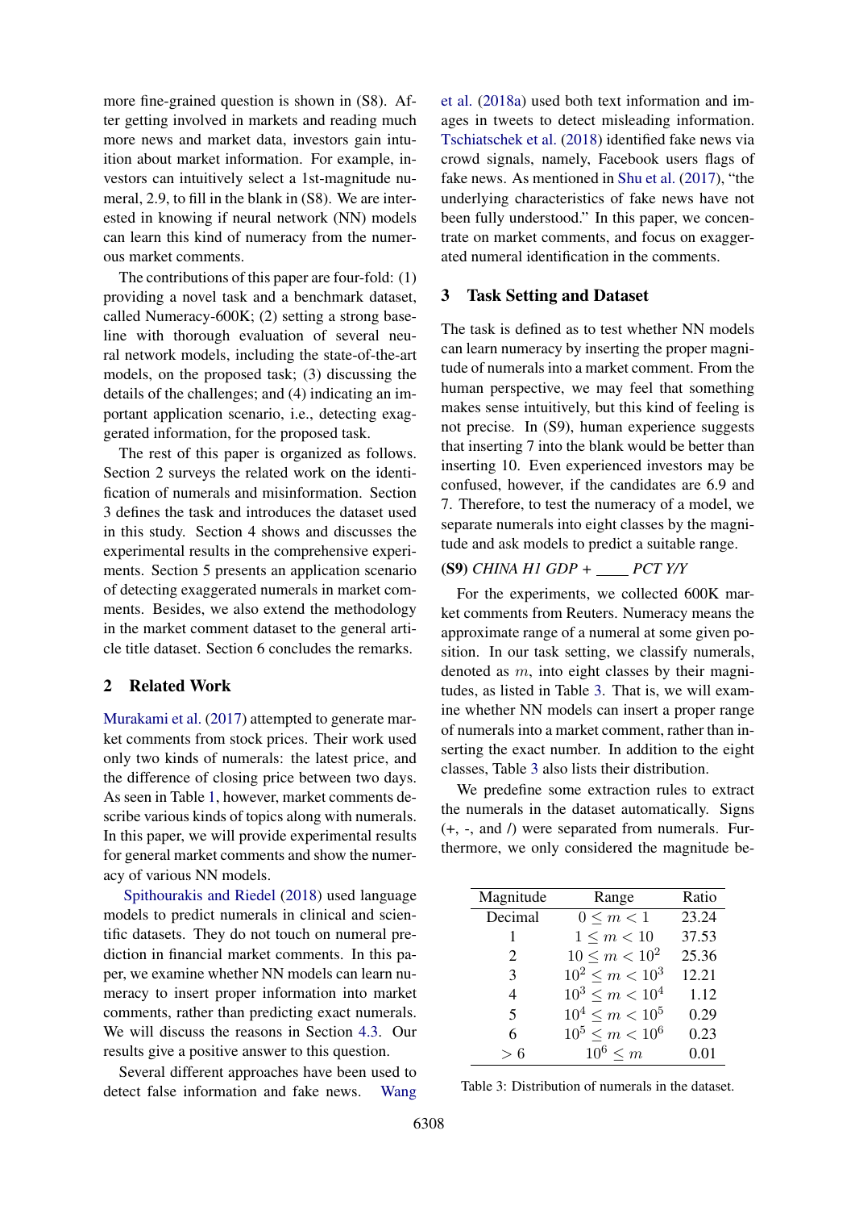more fine-grained question is shown in (S8). After getting involved in markets and reading much more news and market data, investors gain intuition about market information. For example, investors can intuitively select a 1st-magnitude numeral, 2.9, to fill in the blank in (S8). We are interested in knowing if neural network (NN) models can learn this kind of numeracy from the numerous market comments.

The contributions of this paper are four-fold: (1) providing a novel task and a benchmark dataset, called Numeracy-600K; (2) setting a strong baseline with thorough evaluation of several neural network models, including the state-of-the-art models, on the proposed task; (3) discussing the details of the challenges; and (4) indicating an important application scenario, i.e., detecting exaggerated information, for the proposed task.

The rest of this paper is organized as follows. Section 2 surveys the related work on the identification of numerals and misinformation. Section 3 defines the task and introduces the dataset used in this study. Section 4 shows and discusses the experimental results in the comprehensive experiments. Section 5 presents an application scenario of detecting exaggerated numerals in market comments. Besides, we also extend the methodology in the market comment dataset to the general article title dataset. Section 6 concludes the remarks.

## 2 Related Work

Murakami et al. (2017) attempted to generate market comments from stock prices. Their work used only two kinds of numerals: the latest price, and the difference of closing price between two days. As seen in Table 1, however, market comments describe various kinds of topics along with numerals. In this paper, we will provide experimental results for general market comments and show the numeracy of various NN models.

Spithourakis and Riedel (2018) used language models to predict numerals in clinical and scientific datasets. They do not touch on numeral prediction in financial market comments. In this paper, we examine whether NN models can learn numeracy to insert proper information into market comments, rather than predicting exact numerals. We will discuss the reasons in Section 4.3. Our results give a positive answer to this question.

Several different approaches have been used to detect false information and fake news. Wang et al. (2018a) used both text information and images in tweets to detect misleading information. Tschiatschek et al. (2018) identified fake news via crowd signals, namely, Facebook users flags of fake news. As mentioned in Shu et al. (2017), "the underlying characteristics of fake news have not been fully understood." In this paper, we concentrate on market comments, and focus on exaggerated numeral identification in the comments.

## 3 Task Setting and Dataset

The task is defined as to test whether NN models can learn numeracy by inserting the proper magnitude of numerals into a market comment. From the human perspective, we may feel that something makes sense intuitively, but this kind of feeling is not precise. In (S9), human experience suggests that inserting 7 into the blank would be better than inserting 10. Even experienced investors may be confused, however, if the candidates are 6.9 and 7. Therefore, to test the numeracy of a model, we separate numerals into eight classes by the magnitude and ask models to predict a suitable range.

**(S9)** *CHINA H1 GDP + ____ PCT Y/Y*

For the experiments, we collected 600K market comments from Reuters. Numeracy means the approximate range of a numeral at some given position. In our task setting, we classify numerals, denoted as $m$, into eight classes by their magnitudes, as listed in Table 3. That is, we will examine whether NN models can insert a proper range of numerals into a market comment, rather than inserting the exact number. In addition to the eight classes, Table 3 also lists their distribution.

We predefine some extraction rules to extract the numerals in the dataset automatically. Signs (+, -, and /) were separated from numerals. Furthermore, we only considered the magnitude be-

| Magnitude | Range | Ratio |
|---|---|---|
| Decimal | $0 \leq m < 1$ | 23.24 |
| 1 | $1 \leq m < 10$ | 37.53 |
| 2 | $10 \leq m < 10^2$ | 25.36 |
| 3 | $10^2 \leq m < 10^3$ | 12.21 |
| 4 | $10^3 \leq m < 10^4$ | 1.12 |
| 5 | $10^4 \leq m < 10^5$ | 0.29 |
| 6 | $10^5 \leq m < 10^6$ | 0.23 |
| > 6 | $10^6 \leq m$ | 0.01 |

Table 3: Distribution of numerals in the dataset.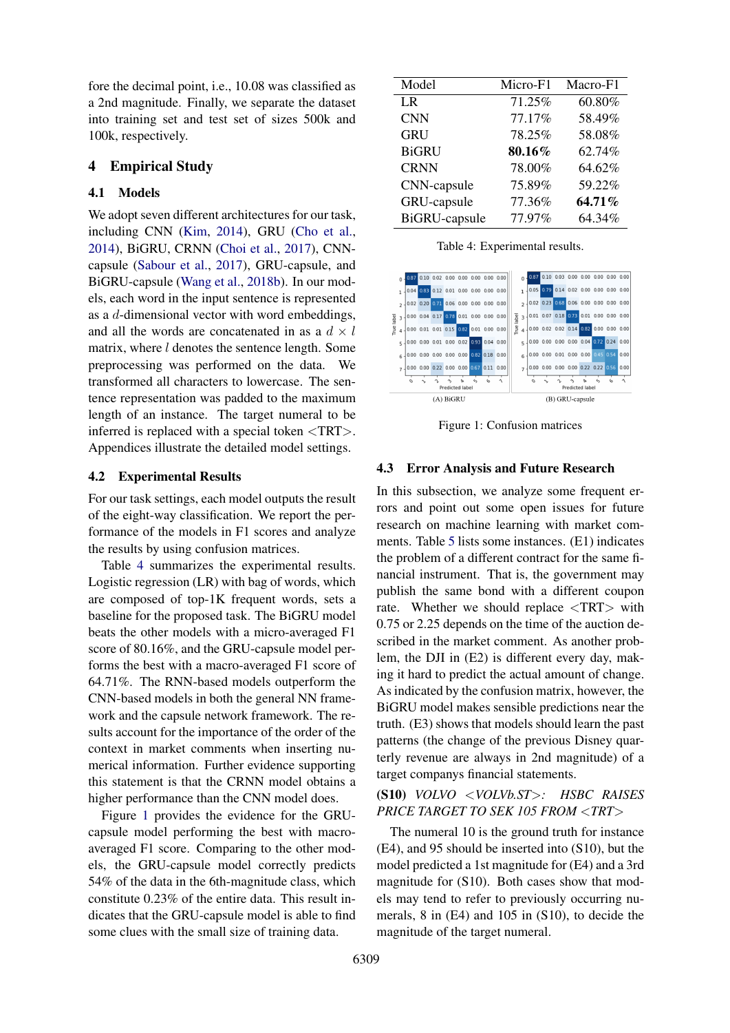fore the decimal point, i.e., 10.08 was classified as a 2nd magnitude. Finally, we separate the dataset into training set and test set of sizes 500k and 100k, respectively.

## 4 Empirical Study

### 4.1 Models

We adopt seven different architectures for our task, including CNN (Kim, 2014), GRU (Cho et al., 2014), BiGRU, CRNN (Choi et al., 2017), CNN-capsule (Sabour et al., 2017), GRU-capsule, and BiGRU-capsule (Wang et al., 2018b). In our models, each word in the input sentence is represented as a $d$-dimensional vector with word embeddings, and all the words are concatenated in as a $d \times l$ matrix, where $l$ denotes the sentence length. Some preprocessing was performed on the data. We transformed all characters to lowercase. The sentence representation was padded to the maximum length of an instance. The target numeral to be inferred is replaced with a special token <TRT>. Appendices illustrate the detailed model settings.

### 4.2 Experimental Results

For our task settings, each model outputs the result of the eight-way classification. We report the performance of the models in F1 scores and analyze the results by using confusion matrices.

Table 4 summarizes the experimental results. Logistic regression (LR) with bag of words, which are composed of top-1K frequent words, sets a baseline for the proposed task. The BiGRU model beats the other models with a micro-averaged F1 score of 80.16%, and the GRU-capsule model performs the best with a macro-averaged F1 score of 64.71%. The RNN-based models outperform the CNN-based models in both the general NN framework and the capsule network framework. The results account for the importance of the order of the context in market comments when inserting numerical information. Further evidence supporting this statement is that the CRNN model obtains a higher performance than the CNN model does.

Figure 1 provides the evidence for the GRU-capsule model performing the best with macro-averaged F1 score. Comparing to the other models, the GRU-capsule model correctly predicts 54% of the data in the 6th-magnitude class, which constitute 0.23% of the entire data. This result indicates that the GRU-capsule model is able to find some clues with the small size of training data.

| Model | Micro-F1 | Macro-F1 |
|---|---|---|
| LR | 71.25% | 60.80% |
| CNN | 77.17% | 58.49% |
| GRU | 78.25% | 58.08% |
| BiGRU | **80.16%** | 62.74% |
| CRNN | 78.00% | 64.62% |
| CNN-capsule | 75.89% | 59.22% |
| GRU-capsule | 77.36% | **64.71%** |
| BiGRU-capsule | 77.97% | 64.34% |

Table 4: Experimental results.

(A) BiGRU

| True label \ Predicted label | 0 | 1 | 2 | 3 | 4 | 5 | 6 | 7 |
|---|---|---|---|---|---|---|---|---|
| 0 | 0.87 | 0.10 | 0.02 | 0.00 | 0.00 | 0.00 | 0.00 | 0.00 |
| 1 | 0.04 | 0.83 | 0.12 | 0.01 | 0.00 | 0.00 | 0.00 | 0.00 |
| 2 | 0.02 | 0.20 | 0.71 | 0.06 | 0.00 | 0.00 | 0.00 | 0.00 |
| 3 | 0.00 | 0.04 | 0.17 | 0.78 | 0.01 | 0.00 | 0.00 | 0.00 |
| 4 | 0.00 | 0.01 | 0.01 | 0.15 | 0.82 | 0.01 | 0.00 | 0.00 |
| 5 | 0.00 | 0.00 | 0.01 | 0.00 | 0.02 | 0.93 | 0.04 | 0.00 |
| 6 | 0.00 | 0.00 | 0.00 | 0.00 | 0.00 | 0.82 | 0.18 | 0.00 |
| 7 | 0.00 | 0.00 | 0.22 | 0.00 | 0.00 | 0.67 | 0.11 | 0.00 |

(B) GRU-capsule

| True label \ Predicted label | 0 | 1 | 2 | 3 | 4 | 5 | 6 | 7 |
|---|---|---|---|---|---|---|---|---|
| 0 | 0.87 | 0.10 | 0.03 | 0.00 | 0.00 | 0.00 | 0.00 | 0.00 |
| 1 | 0.05 | 0.79 | 0.14 | 0.02 | 0.00 | 0.00 | 0.00 | 0.00 |
| 2 | 0.02 | 0.23 | 0.68 | 0.06 | 0.00 | 0.00 | 0.00 | 0.00 |
| 3 | 0.01 | 0.07 | 0.18 | 0.73 | 0.01 | 0.00 | 0.00 | 0.00 |
| 4 | 0.00 | 0.02 | 0.02 | 0.14 | 0.82 | 0.00 | 0.00 | 0.00 |
| 5 | 0.00 | 0.00 | 0.00 | 0.00 | 0.04 | 0.72 | 0.24 | 0.00 |
| 6 | 0.00 | 0.00 | 0.01 | 0.00 | 0.00 | 0.45 | 0.54 | 0.00 |
| 7 | 0.00 | 0.00 | 0.00 | 0.00 | 0.22 | 0.22 | 0.56 | 0.00 |

Figure 1: Confusion matrices

### 4.3 Error Analysis and Future Research

In this subsection, we analyze some frequent errors and point out some open issues for future research on machine learning with market comments. Table 5 lists some instances. (E1) indicates the problem of a different contract for the same financial instrument. That is, the government may publish the same bond with a different coupon rate. Whether we should replace <TRT> with 0.75 or 2.25 depends on the time of the auction described in the market comment. As another problem, the DJI in (E2) is different every day, making it hard to predict the actual amount of change. As indicated by the confusion matrix, however, the BiGRU model makes sensible predictions near the truth. (E3) shows that models should learn the past patterns (the change of the previous Disney quarterly revenue are always in 2nd magnitude) of a target companys financial statements.

**(S10)** *VOLVO <VOLVb.ST>: HSBC RAISES PRICE TARGET TO SEK 105 FROM <TRT>*

The numeral 10 is the ground truth for instance (E4), and 95 should be inserted into (S10), but the model predicted a 1st magnitude for (E4) and a 3rd magnitude for (S10). Both cases show that models may tend to refer to previously occurring numerals, 8 in (E4) and 105 in (S10), to decide the magnitude of the target numeral.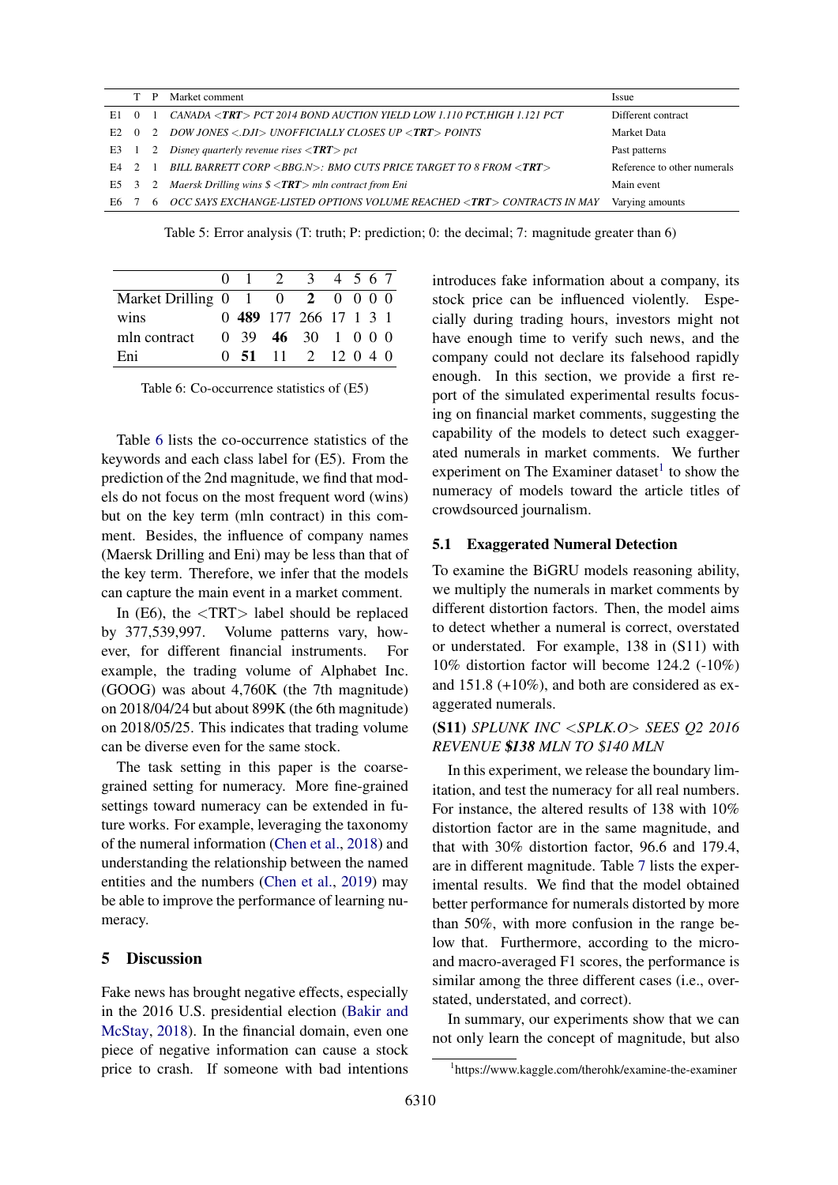| | T | P | Market comment | Issue |
|---|---|---|---|---|
| E1 | 0 | 1 | *CANADA <**TRT**> PCT 2014 BOND AUCTION YIELD LOW 1.110 PCT,HIGH 1.121 PCT* | Different contract |
| E2 | 0 | 2 | *DOW JONES <.DJI> UNOFFICIALLY CLOSES UP <**TRT**> POINTS* | Market Data |
| E3 | 1 | 2 | *Disney quarterly revenue rises <**TRT**> pct* | Past patterns |
| E4 | 2 | 1 | *BILL BARRETT CORP <BBG.N>: BMO CUTS PRICE TARGET TO 8 FROM <**TRT**>* | Reference to other numerals |
| E5 | 3 | 2 | *Maersk Drilling wins $ <**TRT**> mln contract from Eni* | Main event |
| E6 | 7 | 6 | *OCC SAYS EXCHANGE-LISTED OPTIONS VOLUME REACHED <**TRT**> CONTRACTS IN MAY* | Varying amounts |

Table 5: Error analysis (T: truth; P: prediction; 0: the decimal; 7: magnitude greater than 6)

| | 0 | 1 | 2 | 3 | 4 | 5 | 6 | 7 |
|---|---|---|---|---|---|---|---|---|
| Market Drilling | 0 | 1 | 0 | **2** | 0 | 0 | 0 | 0 |
| wins | 0 | **489** | 177 | 266 | 17 | 1 | 3 | 1 |
| mln contract | 0 | 39 | **46** | 30 | 1 | 0 | 0 | 0 |
| Eni | 0 | **51** | 11 | 2 | 12 | 0 | 4 | 0 |

Table 6: Co-occurrence statistics of (E5)

Table 6 lists the co-occurrence statistics of the keywords and each class label for (E5). From the prediction of the 2nd magnitude, we find that models do not focus on the most frequent word (wins) but on the key term (mln contract) in this comment. Besides, the influence of company names (Maersk Drilling and Eni) may be less than that of the key term. Therefore, we infer that the models can capture the main event in a market comment.

In (E6), the <TRT> label should be replaced by 377,539,997. Volume patterns vary, however, for different financial instruments. For example, the trading volume of Alphabet Inc. (GOOG) was about 4,760K (the 7th magnitude) on 2018/04/24 but about 899K (the 6th magnitude) on 2018/05/25. This indicates that trading volume can be diverse even for the same stock.

The task setting in this paper is the coarse-grained setting for numeracy. More fine-grained settings toward numeracy can be extended in future works. For example, leveraging the taxonomy of the numeral information (Chen et al., 2018) and understanding the relationship between the named entities and the numbers (Chen et al., 2019) may be able to improve the performance of learning numeracy.

## 5 Discussion

Fake news has brought negative effects, especially in the 2016 U.S. presidential election (Bakir and McStay, 2018). In the financial domain, even one piece of negative information can cause a stock price to crash. If someone with bad intentions introduces fake information about a company, its stock price can be influenced violently. Especially during trading hours, investors might not have enough time to verify such news, and the company could not declare its falsehood rapidly enough. In this section, we provide a first report of the simulated experimental results focusing on financial market comments, suggesting the capability of the models to detect such exaggerated numerals in market comments. We further experiment on The Examiner dataset[1] to show the numeracy of models toward the article titles of crowdsourced journalism.

### 5.1 Exaggerated Numeral Detection

To examine the BiGRU models reasoning ability, we multiply the numerals in market comments by different distortion factors. Then, the model aims to detect whether a numeral is correct, overstated or understated. For example, 138 in (S11) with 10% distortion factor will become 124.2 (-10%) and 151.8 (+10%), and both are considered as exaggerated numerals.

**(S11)** *SPLUNK INC <SPLK.O> SEES Q2 2016 REVENUE **$138** MLN TO $140 MLN*

In this experiment, we release the boundary limitation, and test the numeracy for all real numbers. For instance, the altered results of 138 with 10% distortion factor are in the same magnitude, and that with 30% distortion factor, 96.6 and 179.4, are in different magnitude. Table 7 lists the experimental results. We find that the model obtained better performance for numerals distorted by more than 50%, with more confusion in the range below that. Furthermore, according to the micro- and macro-averaged F1 scores, the performance is similar among the three different cases (i.e., overstated, understated, and correct).

In summary, our experiments show that we can not only learn the concept of magnitude, but also

[1] https://www.kaggle.com/therohk/examine-the-examiner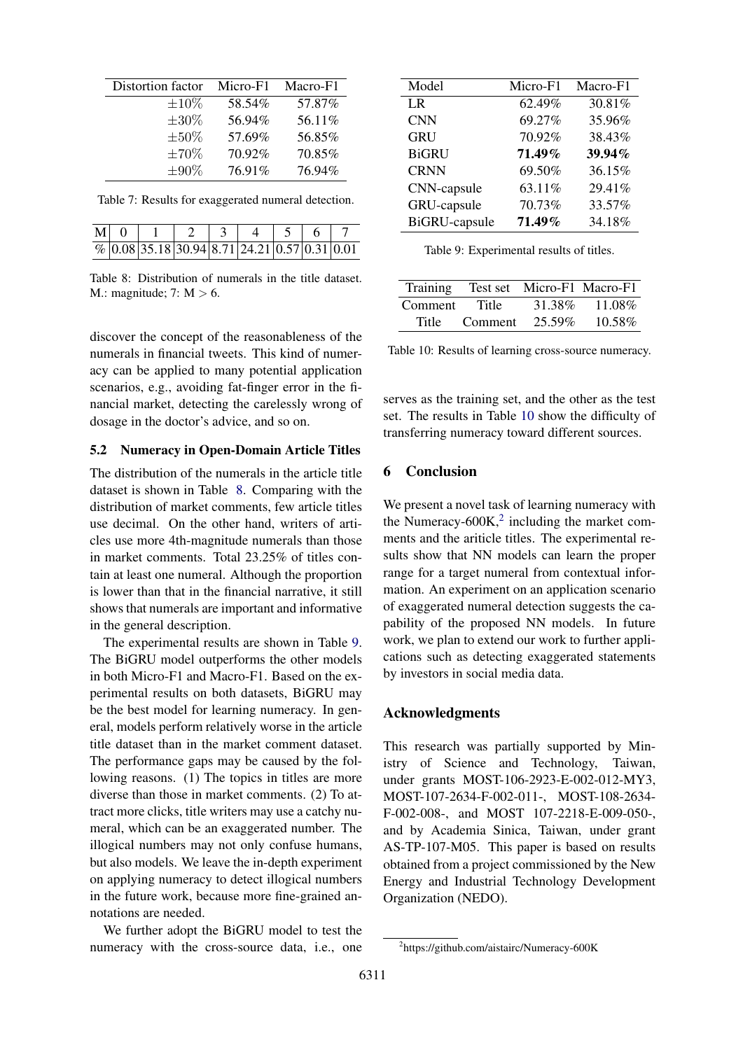| Distortion factor | Micro-F1 | Macro-F1 |
|---|---|---|
| ±10% | 58.54% | 57.87% |
| ±30% | 56.94% | 56.11% |
| ±50% | 57.69% | 56.85% |
| ±70% | 70.92% | 70.85% |
| ±90% | 76.91% | 76.94% |

Table 7: Results for exaggerated numeral detection.

| M | 0 | 1 | 2 | 3 | 4 | 5 | 6 | 7 |
|---|---|---|---|---|---|---|---|---|
| % | 0.08 | 35.18 | 30.94 | 8.71 | 24.21 | 0.57 | 0.31 | 0.01 |

Table 8: Distribution of numerals in the title dataset. M.: magnitude; 7: M > 6.

discover the concept of the reasonableness of the numerals in financial tweets. This kind of numeracy can be applied to many potential application scenarios, e.g., avoiding fat-finger error in the financial market, detecting the carelessly wrong of dosage in the doctor's advice, and so on.

### 5.2 Numeracy in Open-Domain Article Titles

The distribution of the numerals in the article title dataset is shown in Table 8. Comparing with the distribution of market comments, few article titles use decimal. On the other hand, writers of articles use more 4th-magnitude numerals than those in market comments. Total 23.25% of titles contain at least one numeral. Although the proportion is lower than that in the financial narrative, it still shows that numerals are important and informative in the general description.

The experimental results are shown in Table 9. The BiGRU model outperforms the other models in both Micro-F1 and Macro-F1. Based on the experimental results on both datasets, BiGRU may be the best model for learning numeracy. In general, models perform relatively worse in the article title dataset than in the market comment dataset. The performance gaps may be caused by the following reasons. (1) The topics in titles are more diverse than those in market comments. (2) To attract more clicks, title writers may use a catchy numeral, which can be an exaggerated number. The illogical numbers may not only confuse humans, but also models. We leave the in-depth experiment on applying numeracy to detect illogical numbers in the future work, because more fine-grained annotations are needed.

We further adopt the BiGRU model to test the numeracy with the cross-source data, i.e., one serves as the training set, and the other as the test set. The results in Table 10 show the difficulty of transferring numeracy toward different sources.

| Model | Micro-F1 | Macro-F1 |
|---|---|---|
| LR | 62.49% | 30.81% |
| CNN | 69.27% | 35.96% |
| GRU | 70.92% | 38.43% |
| BiGRU | **71.49%** | **39.94%** |
| CRNN | 69.50% | 36.15% |
| CNN-capsule | 63.11% | 29.41% |
| GRU-capsule | 70.73% | 33.57% |
| BiGRU-capsule | **71.49%** | 34.18% |

Table 9: Experimental results of titles.

| Training | Test set | Micro-F1 | Macro-F1 |
|---|---|---|---|
| Comment | Title | 31.38% | 11.08% |
| Title | Comment | 25.59% | 10.58% |

Table 10: Results of learning cross-source numeracy.

## 6 Conclusion

We present a novel task of learning numeracy with the Numeracy-600K,[2] including the market comments and the ariticle titles. The experimental results show that NN models can learn the proper range for a target numeral from contextual information. An experiment on an application scenario of exaggerated numeral detection suggests the capability of the proposed NN models. In future work, we plan to extend our work to further applications such as detecting exaggerated statements by investors in social media data.

## Acknowledgments

This research was partially supported by Ministry of Science and Technology, Taiwan, under grants MOST-106-2923-E-002-012-MY3, MOST-107-2634-F-002-011-, MOST-108-2634-F-002-008-, and MOST 107-2218-E-009-050-, and by Academia Sinica, Taiwan, under grant AS-TP-107-M05. This paper is based on results obtained from a project commissioned by the New Energy and Industrial Technology Development Organization (NEDO).

[2] https://github.com/aistairc/Numeracy-600K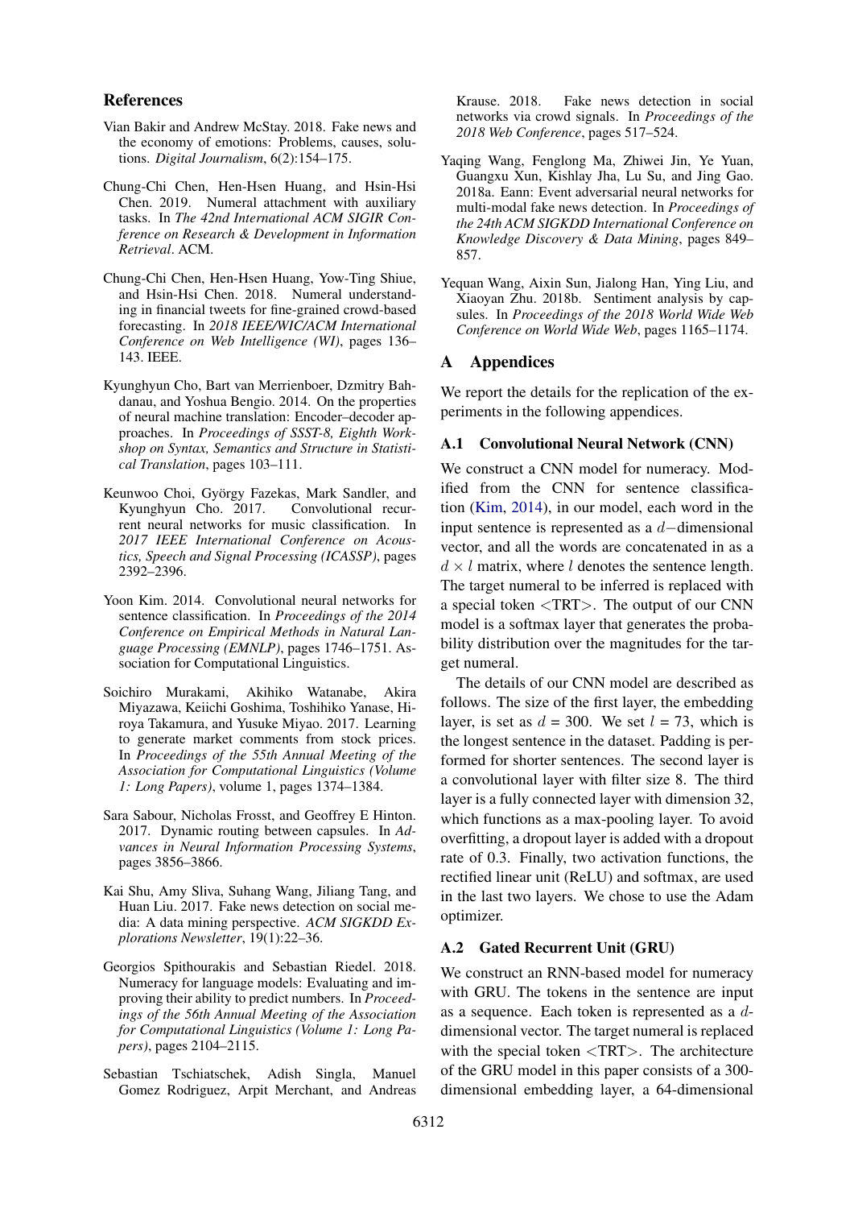## References

Vian Bakir and Andrew McStay. 2018. Fake news and the economy of emotions: Problems, causes, solutions. *Digital Journalism*, 6(2):154–175.

Chung-Chi Chen, Hen-Hsen Huang, and Hsin-Hsi Chen. 2019. Numeral attachment with auxiliary tasks. In *The 42nd International ACM SIGIR Conference on Research & Development in Information Retrieval*. ACM.

Chung-Chi Chen, Hen-Hsen Huang, Yow-Ting Shiue, and Hsin-Hsi Chen. 2018. Numeral understanding in financial tweets for fine-grained crowd-based forecasting. In *2018 IEEE/WIC/ACM International Conference on Web Intelligence (WI)*, pages 136–143. IEEE.

Kyunghyun Cho, Bart van Merrienboer, Dzmitry Bahdanau, and Yoshua Bengio. 2014. On the properties of neural machine translation: Encoder–decoder approaches. In *Proceedings of SSST-8, Eighth Workshop on Syntax, Semantics and Structure in Statistical Translation*, pages 103–111.

Keunwoo Choi, György Fazekas, Mark Sandler, and Kyunghyun Cho. 2017. Convolutional recurrent neural networks for music classification. In *2017 IEEE International Conference on Acoustics, Speech and Signal Processing (ICASSP)*, pages 2392–2396.

Yoon Kim. 2014. Convolutional neural networks for sentence classification. In *Proceedings of the 2014 Conference on Empirical Methods in Natural Language Processing (EMNLP)*, pages 1746–1751. Association for Computational Linguistics.

Soichiro Murakami, Akihiko Watanabe, Akira Miyazawa, Keiichi Goshima, Toshihiko Yanase, Hiroya Takamura, and Yusuke Miyao. 2017. Learning to generate market comments from stock prices. In *Proceedings of the 55th Annual Meeting of the Association for Computational Linguistics (Volume 1: Long Papers)*, volume 1, pages 1374–1384.

Sara Sabour, Nicholas Frosst, and Geoffrey E Hinton. 2017. Dynamic routing between capsules. In *Advances in Neural Information Processing Systems*, pages 3856–3866.

Kai Shu, Amy Sliva, Suhang Wang, Jiliang Tang, and Huan Liu. 2017. Fake news detection on social media: A data mining perspective. *ACM SIGKDD Explorations Newsletter*, 19(1):22–36.

Georgios Spithourakis and Sebastian Riedel. 2018. Numeracy for language models: Evaluating and improving their ability to predict numbers. In *Proceedings of the 56th Annual Meeting of the Association for Computational Linguistics (Volume 1: Long Papers)*, pages 2104–2115.

Sebastian Tschiatschek, Adish Singla, Manuel Gomez Rodriguez, Arpit Merchant, and Andreas Krause. 2018. Fake news detection in social networks via crowd signals. In *Proceedings of the 2018 Web Conference*, pages 517–524.

Yaqing Wang, Fenglong Ma, Zhiwei Jin, Ye Yuan, Guangxu Xun, Kishlay Jha, Lu Su, and Jing Gao. 2018a. Eann: Event adversarial neural networks for multi-modal fake news detection. In *Proceedings of the 24th ACM SIGKDD International Conference on Knowledge Discovery & Data Mining*, pages 849–857.

Yequan Wang, Aixin Sun, Jialong Han, Ying Liu, and Xiaoyan Zhu. 2018b. Sentiment analysis by capsules. In *Proceedings of the 2018 World Wide Web Conference on World Wide Web*, pages 1165–1174.

## A Appendices

We report the details for the replication of the experiments in the following appendices.

### A.1 Convolutional Neural Network (CNN)

We construct a CNN model for numeracy. Modified from the CNN for sentence classification (Kim, 2014), in our model, each word in the input sentence is represented as a $d-$dimensional vector, and all the words are concatenated in as a $d \times l$ matrix, where $l$ denotes the sentence length. The target numeral to be inferred is replaced with a special token <TRT>. The output of our CNN model is a softmax layer that generates the probability distribution over the magnitudes for the target numeral.

The details of our CNN model are described as follows. The size of the first layer, the embedding layer, is set as $d$ = 300. We set $l$ = 73, which is the longest sentence in the dataset. Padding is performed for shorter sentences. The second layer is a convolutional layer with filter size 8. The third layer is a fully connected layer with dimension 32, which functions as a max-pooling layer. To avoid overfitting, a dropout layer is added with a dropout rate of 0.3. Finally, two activation functions, the rectified linear unit (ReLU) and softmax, are used in the last two layers. We chose to use the Adam optimizer.

### A.2 Gated Recurrent Unit (GRU)

We construct an RNN-based model for numeracy with GRU. The tokens in the sentence are input as a sequence. Each token is represented as a $d$-dimensional vector. The target numeral is replaced with the special token <TRT>. The architecture of the GRU model in this paper consists of a 300-dimensional embedding layer, a 64-dimensional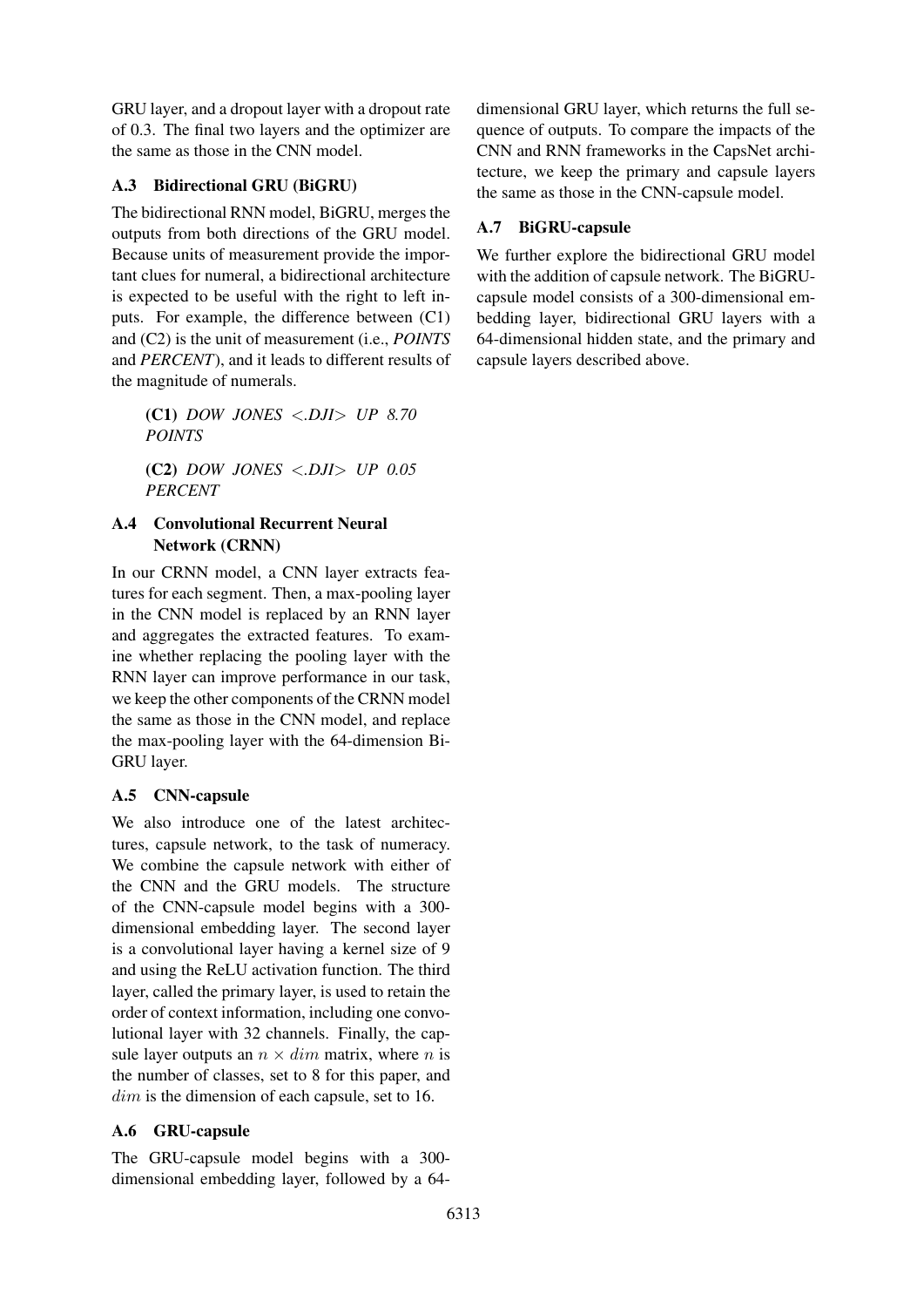GRU layer, and a dropout layer with a dropout rate of 0.3. The final two layers and the optimizer are the same as those in the CNN model.

### A.3 Bidirectional GRU (BiGRU)

The bidirectional RNN model, BiGRU, merges the outputs from both directions of the GRU model. Because units of measurement provide the important clues for numeral, a bidirectional architecture is expected to be useful with the right to left inputs. For example, the difference between (C1) and (C2) is the unit of measurement (i.e., *POINTS* and *PERCENT*), and it leads to different results of the magnitude of numerals.

> **(C1)** *DOW JONES <.DJI> UP 8.70 POINTS*
>
> **(C2)** *DOW JONES <.DJI> UP 0.05 PERCENT*

### A.4 Convolutional Recurrent Neural Network (CRNN)

In our CRNN model, a CNN layer extracts features for each segment. Then, a max-pooling layer in the CNN model is replaced by an RNN layer and aggregates the extracted features. To examine whether replacing the pooling layer with the RNN layer can improve performance in our task, we keep the other components of the CRNN model the same as those in the CNN model, and replace the max-pooling layer with the 64-dimension BiGRU layer.

### A.5 CNN-capsule

We also introduce one of the latest architectures, capsule network, to the task of numeracy. We combine the capsule network with either of the CNN and the GRU models. The structure of the CNN-capsule model begins with a 300-dimensional embedding layer. The second layer is a convolutional layer having a kernel size of 9 and using the ReLU activation function. The third layer, called the primary layer, is used to retain the order of context information, including one convolutional layer with 32 channels. Finally, the capsule layer outputs an $n \times dim$ matrix, where $n$ is the number of classes, set to 8 for this paper, and $dim$ is the dimension of each capsule, set to 16.

### A.6 GRU-capsule

The GRU-capsule model begins with a 300-dimensional embedding layer, followed by a 64-dimensional GRU layer, which returns the full sequence of outputs. To compare the impacts of the CNN and RNN frameworks in the CapsNet architecture, we keep the primary and capsule layers the same as those in the CNN-capsule model.

### A.7 BiGRU-capsule

We further explore the bidirectional GRU model with the addition of capsule network. The BiGRU-capsule model consists of a 300-dimensional embedding layer, bidirectional GRU layers with a 64-dimensional hidden state, and the primary and capsule layers described above.